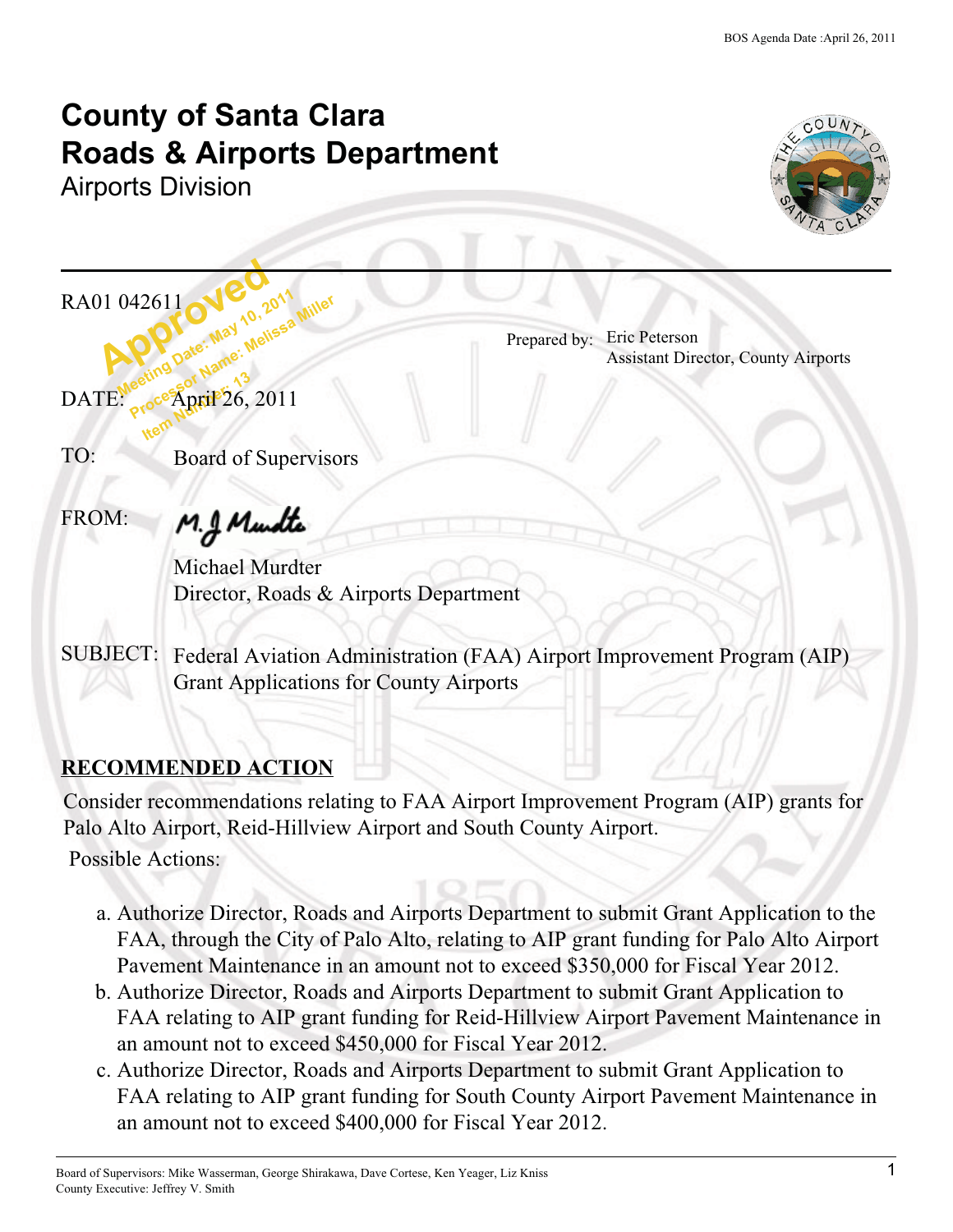BOS Agenda Date :April 26, 2011

# County of Santa Clara
# Roads & Airports Department
## Airports Division

RA01 042611

Approved
Meeting Date: May 10, 2011
Processor Name: Melissa Miller
Item Number: 13

Prepared by: Eric Peterson
Assistant Director, County Airports

DATE: April 26, 2011

TO: Board of Supervisors

FROM: M.J Murdter

Michael Murdter
Director, Roads & Airports Department

SUBJECT: Federal Aviation Administration (FAA) Airport Improvement Program (AIP) Grant Applications for County Airports

## RECOMMENDED ACTION

Consider recommendations relating to FAA Airport Improvement Program (AIP) grants for Palo Alto Airport, Reid-Hillview Airport and South County Airport.

Possible Actions:

a. Authorize Director, Roads and Airports Department to submit Grant Application to the FAA, through the City of Palo Alto, relating to AIP grant funding for Palo Alto Airport Pavement Maintenance in an amount not to exceed $350,000 for Fiscal Year 2012.
b. Authorize Director, Roads and Airports Department to submit Grant Application to FAA relating to AIP grant funding for Reid-Hillview Airport Pavement Maintenance in an amount not to exceed $450,000 for Fiscal Year 2012.
c. Authorize Director, Roads and Airports Department to submit Grant Application to FAA relating to AIP grant funding for South County Airport Pavement Maintenance in an amount not to exceed $400,000 for Fiscal Year 2012.

Board of Supervisors: Mike Wasserman, George Shirakawa, Dave Cortese, Ken Yeager, Liz Kniss
County Executive: Jeffrey V. Smith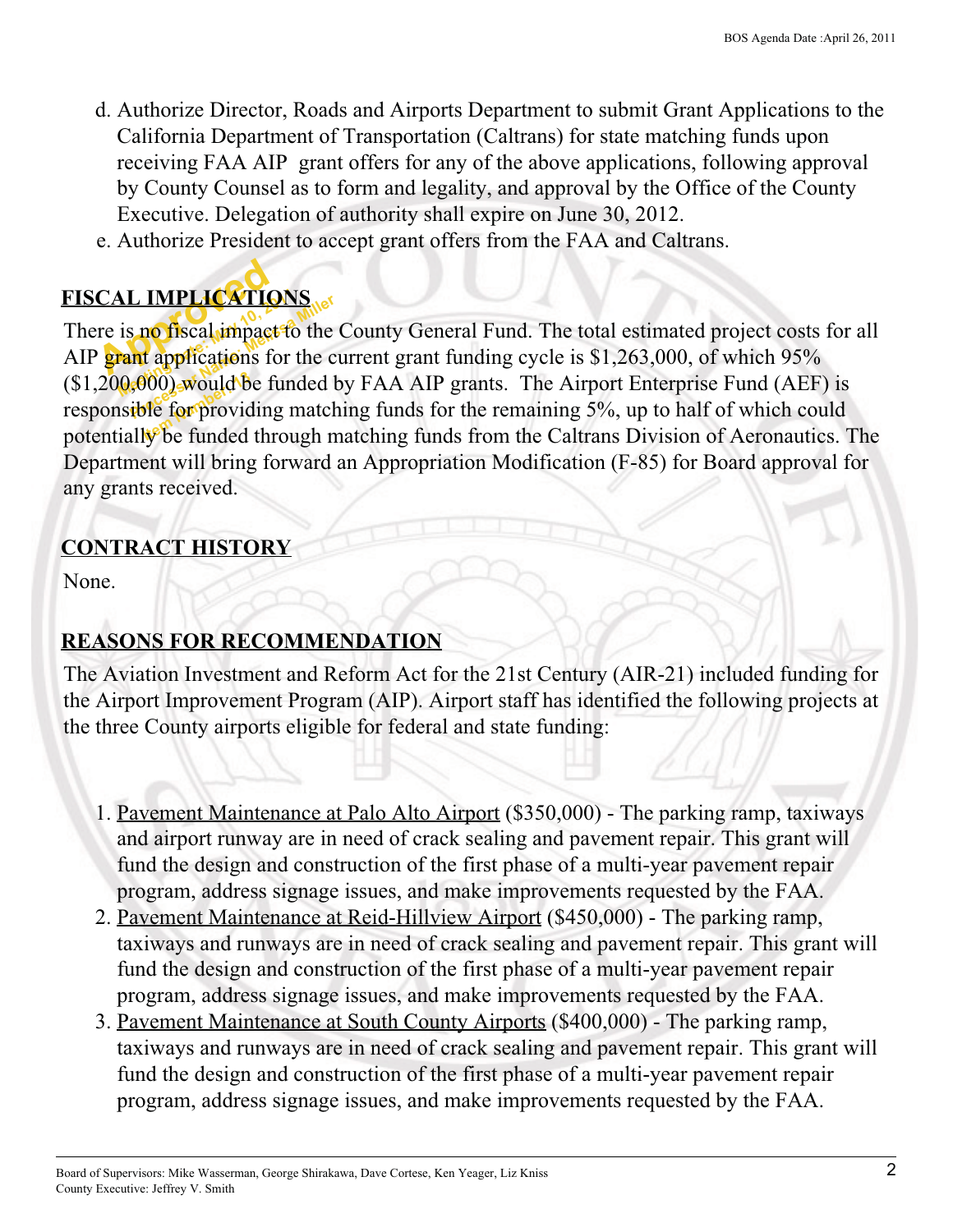d. Authorize Director, Roads and Airports Department to submit Grant Applications to the California Department of Transportation (Caltrans) for state matching funds upon receiving FAA AIP grant offers for any of the above applications, following approval by County Counsel as to form and legality, and approval by the Office of the County Executive. Delegation of authority shall expire on June 30, 2012.

e. Authorize President to accept grant offers from the FAA and Caltrans.

## FISCAL IMPLICATIONS

There is no fiscal impact to the County General Fund. The total estimated project costs for all AIP grant applications for the current grant funding cycle is $1,263,000, of which 95% ($1,200,000) would be funded by FAA AIP grants. The Airport Enterprise Fund (AEF) is responsible for providing matching funds for the remaining 5%, up to half of which could potentially be funded through matching funds from the Caltrans Division of Aeronautics. The Department will bring forward an Appropriation Modification (F-85) for Board approval for any grants received.

## CONTRACT HISTORY

None.

## REASONS FOR RECOMMENDATION

The Aviation Investment and Reform Act for the 21st Century (AIR-21) included funding for the Airport Improvement Program (AIP). Airport staff has identified the following projects at the three County airports eligible for federal and state funding:

1. Pavement Maintenance at Palo Alto Airport ($350,000) - The parking ramp, taxiways and airport runway are in need of crack sealing and pavement repair. This grant will fund the design and construction of the first phase of a multi-year pavement repair program, address signage issues, and make improvements requested by the FAA.
2. Pavement Maintenance at Reid-Hillview Airport ($450,000) - The parking ramp, taxiways and runways are in need of crack sealing and pavement repair. This grant will fund the design and construction of the first phase of a multi-year pavement repair program, address signage issues, and make improvements requested by the FAA.
3. Pavement Maintenance at South County Airports ($400,000) - The parking ramp, taxiways and runways are in need of crack sealing and pavement repair. This grant will fund the design and construction of the first phase of a multi-year pavement repair program, address signage issues, and make improvements requested by the FAA.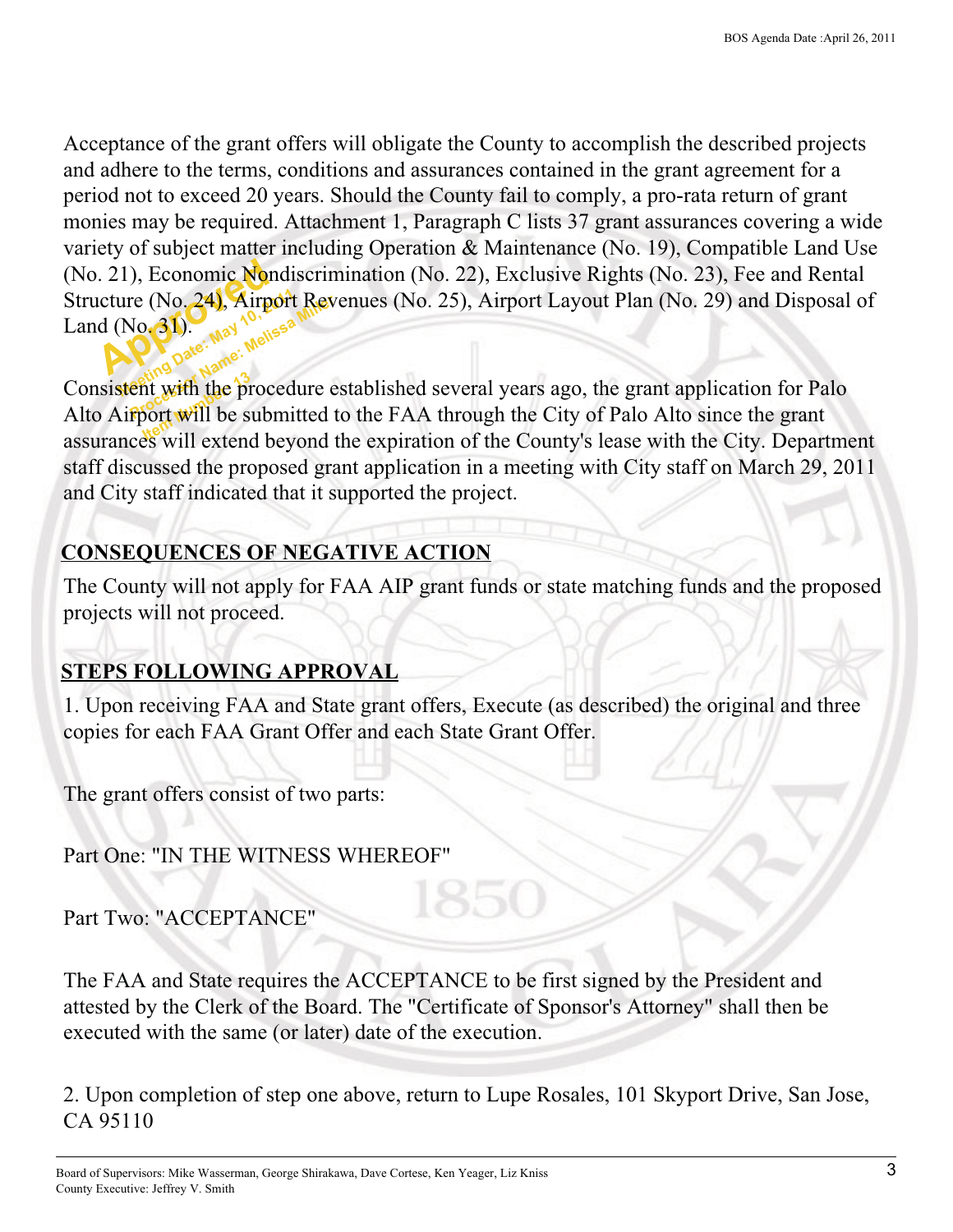Acceptance of the grant offers will obligate the County to accomplish the described projects and adhere to the terms, conditions and assurances contained in the grant agreement for a period not to exceed 20 years. Should the County fail to comply, a pro-rata return of grant monies may be required. Attachment 1, Paragraph C lists 37 grant assurances covering a wide variety of subject matter including Operation & Maintenance (No. 19), Compatible Land Use (No. 21), Economic Nondiscrimination (No. 22), Exclusive Rights (No. 23), Fee and Rental Structure (No. 24), Airport Revenues (No. 25), Airport Layout Plan (No. 29) and Disposal of Land (No. 31).

Consistent with the procedure established several years ago, the grant application for Palo Alto Airport will be submitted to the FAA through the City of Palo Alto since the grant assurances will extend beyond the expiration of the County's lease with the City. Department staff discussed the proposed grant application in a meeting with City staff on March 29, 2011 and City staff indicated that it supported the project.

## CONSEQUENCES OF NEGATIVE ACTION

The County will not apply for FAA AIP grant funds or state matching funds and the proposed projects will not proceed.

## STEPS FOLLOWING APPROVAL

1. Upon receiving FAA and State grant offers, Execute (as described) the original and three copies for each FAA Grant Offer and each State Grant Offer.

The grant offers consist of two parts:

Part One: "IN THE WITNESS WHEREOF"

Part Two: "ACCEPTANCE"

The FAA and State requires the ACCEPTANCE to be first signed by the President and attested by the Clerk of the Board. The "Certificate of Sponsor's Attorney" shall then be executed with the same (or later) date of the execution.

2. Upon completion of step one above, return to Lupe Rosales, 101 Skyport Drive, San Jose, CA 95110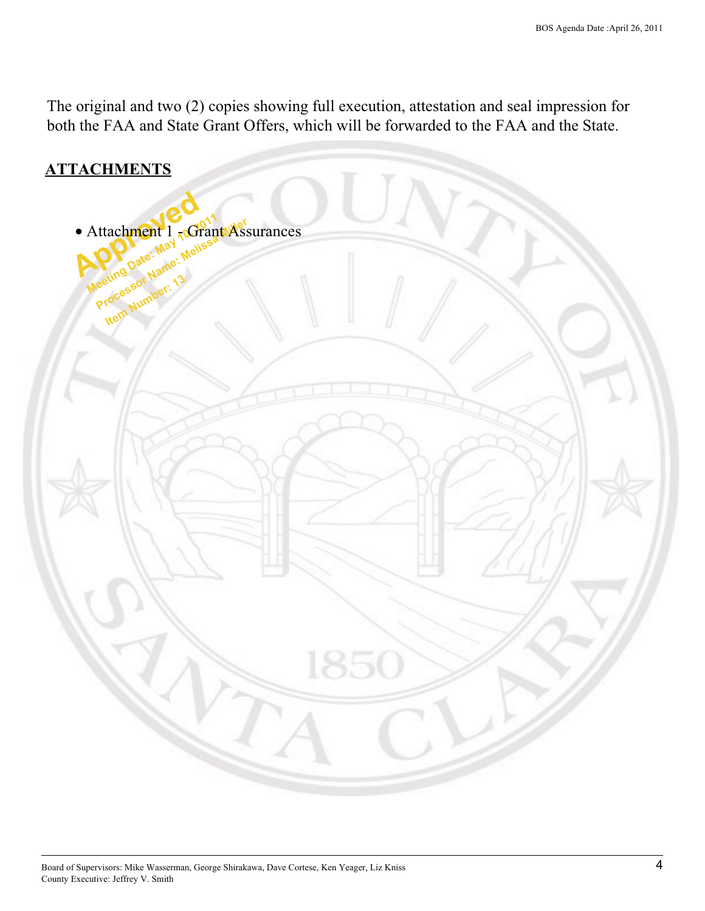The original and two (2) copies showing full execution, attestation and seal impression for both the FAA and State Grant Offers, which will be forwarded to the FAA and the State.

## ATTACHMENTS

- Attachment 1 - Grant Assurances

**Approved**
Meeting Date: May 10, 2011
Processor Name: Melissa Miller
Item Number: 13